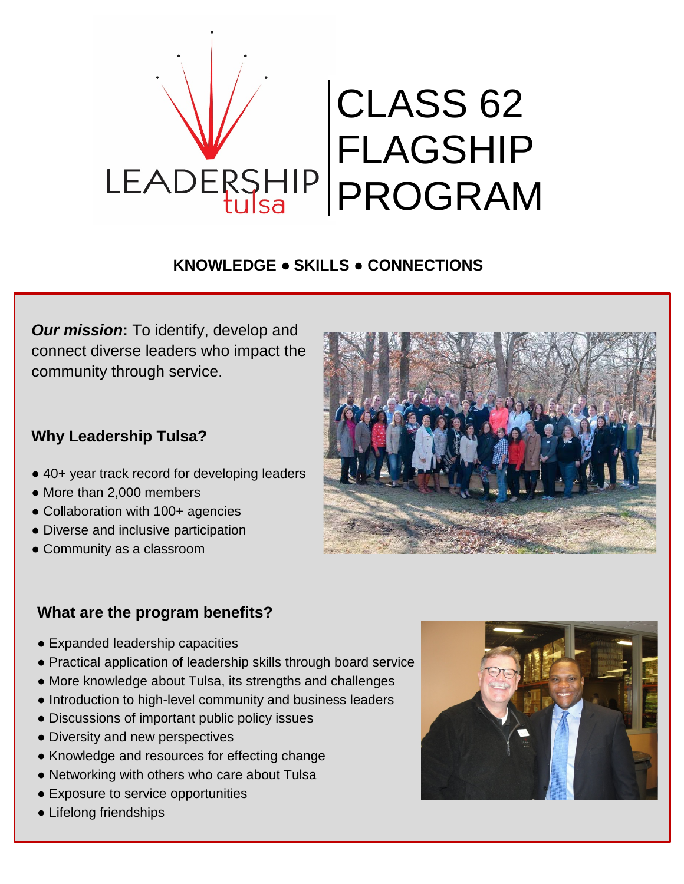LEADERSHIP tulsa

# CLASS 62 FLAGSHIP PROGRAM

**KNOWLEDGE ● SKILLS ● CONNECTIONS**

***Our mission*:** To identify, develop and connect diverse leaders who impact the community through service.

### Why Leadership Tulsa?

- 40+ year track record for developing leaders
- More than 2,000 members
- Collaboration with 100+ agencies
- Diverse and inclusive participation
- Community as a classroom

### What are the program benefits?

- Expanded leadership capacities
- Practical application of leadership skills through board service
- More knowledge about Tulsa, its strengths and challenges
- Introduction to high-level community and business leaders
- Discussions of important public policy issues
- Diversity and new perspectives
- Knowledge and resources for effecting change
- Networking with others who care about Tulsa
- Exposure to service opportunities
- Lifelong friendships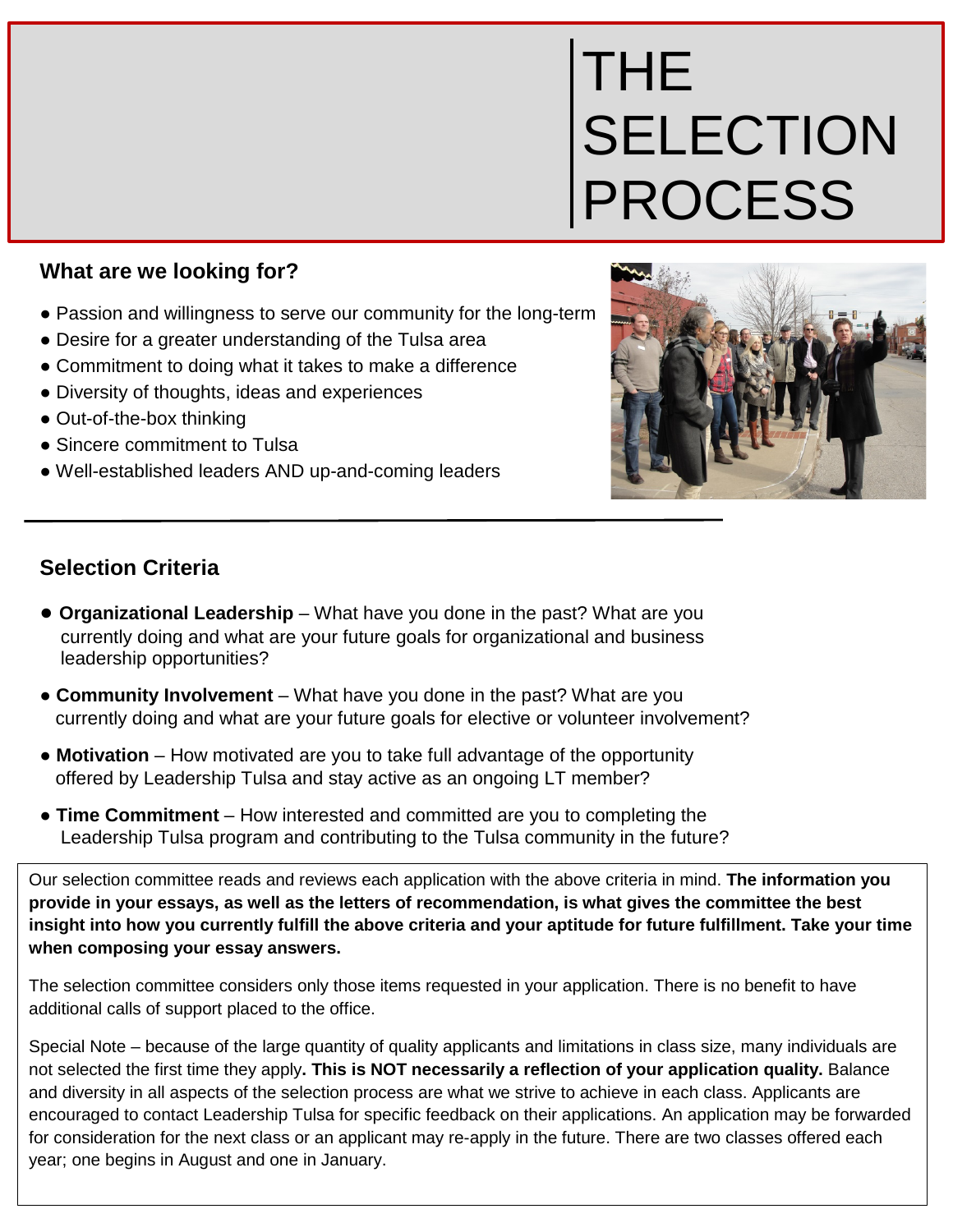# THE SELECTION PROCESS

## What are we looking for?

- Passion and willingness to serve our community for the long-term
- Desire for a greater understanding of the Tulsa area
- Commitment to doing what it takes to make a difference
- Diversity of thoughts, ideas and experiences
- Out-of-the-box thinking
- Sincere commitment to Tulsa
- Well-established leaders AND up-and-coming leaders

## Selection Criteria

- **Organizational Leadership** – What have you done in the past? What are you currently doing and what are your future goals for organizational and business leadership opportunities?
- **Community Involvement** – What have you done in the past? What are you currently doing and what are your future goals for elective or volunteer involvement?
- **Motivation** – How motivated are you to take full advantage of the opportunity offered by Leadership Tulsa and stay active as an ongoing LT member?
- **Time Commitment** – How interested and committed are you to completing the Leadership Tulsa program and contributing to the Tulsa community in the future?

Our selection committee reads and reviews each application with the above criteria in mind. **The information you provide in your essays, as well as the letters of recommendation, is what gives the committee the best insight into how you currently fulfill the above criteria and your aptitude for future fulfillment. Take your time when composing your essay answers.**

The selection committee considers only those items requested in your application. There is no benefit to have additional calls of support placed to the office.

Special Note – because of the large quantity of quality applicants and limitations in class size, many individuals are not selected the first time they apply**. This is NOT necessarily a reflection of your application quality.** Balance and diversity in all aspects of the selection process are what we strive to achieve in each class. Applicants are encouraged to contact Leadership Tulsa for specific feedback on their applications. An application may be forwarded for consideration for the next class or an applicant may re-apply in the future. There are two classes offered each year; one begins in August and one in January.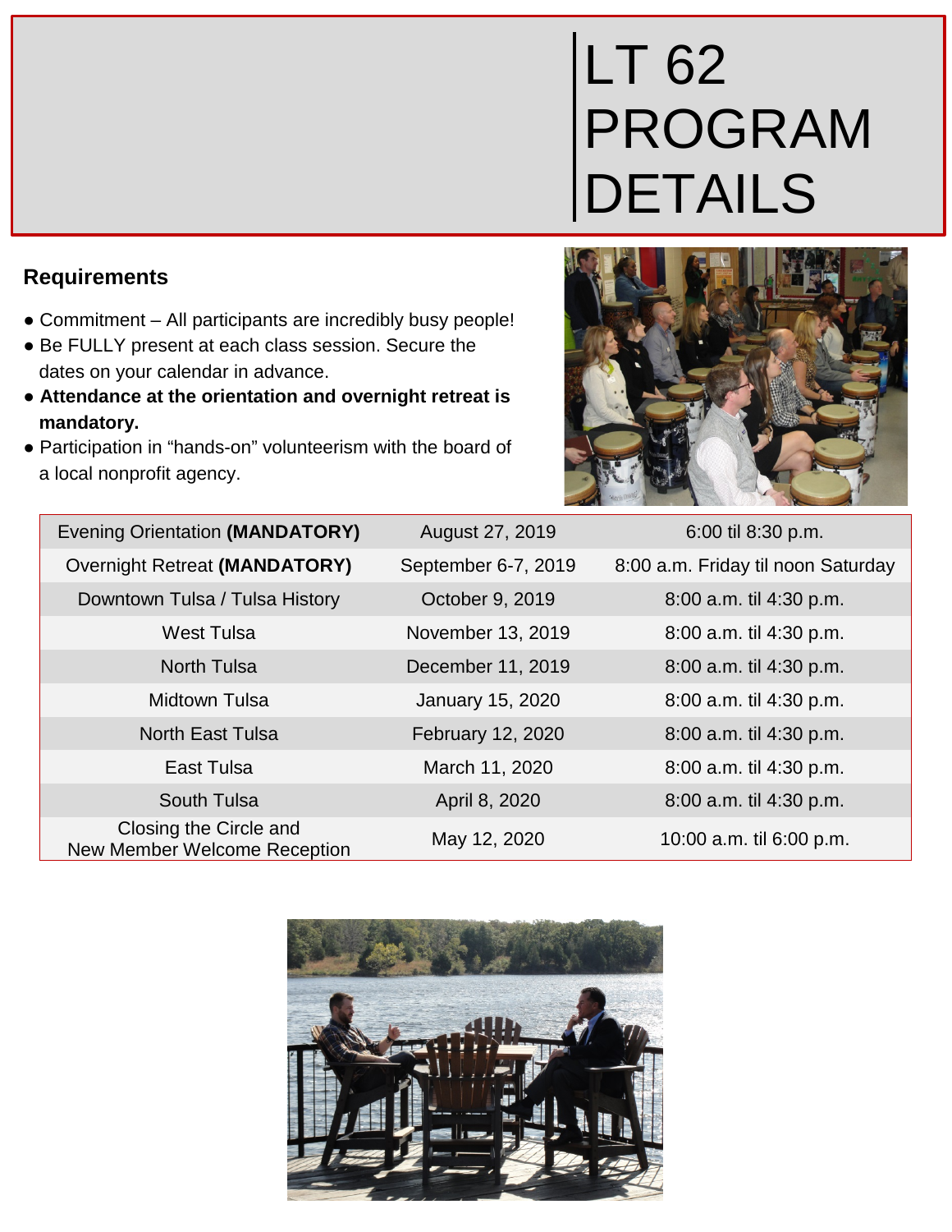# LT 62 PROGRAM DETAILS

## Requirements

- Commitment – All participants are incredibly busy people!
- Be FULLY present at each class session. Secure the dates on your calendar in advance.
- **Attendance at the orientation and overnight retreat is mandatory.**
- Participation in "hands-on" volunteerism with the board of a local nonprofit agency.

| Evening Orientation **(MANDATORY)** | August 27, 2019 | 6:00 til 8:30 p.m. |
|---|---|---|
| Overnight Retreat **(MANDATORY)** | September 6-7, 2019 | 8:00 a.m. Friday til noon Saturday |
| Downtown Tulsa / Tulsa History | October 9, 2019 | 8:00 a.m. til 4:30 p.m. |
| West Tulsa | November 13, 2019 | 8:00 a.m. til 4:30 p.m. |
| North Tulsa | December 11, 2019 | 8:00 a.m. til 4:30 p.m. |
| Midtown Tulsa | January 15, 2020 | 8:00 a.m. til 4:30 p.m. |
| North East Tulsa | February 12, 2020 | 8:00 a.m. til 4:30 p.m. |
| East Tulsa | March 11, 2020 | 8:00 a.m. til 4:30 p.m. |
| South Tulsa | April 8, 2020 | 8:00 a.m. til 4:30 p.m. |
| Closing the Circle and New Member Welcome Reception | May 12, 2020 | 10:00 a.m. til 6:00 p.m. |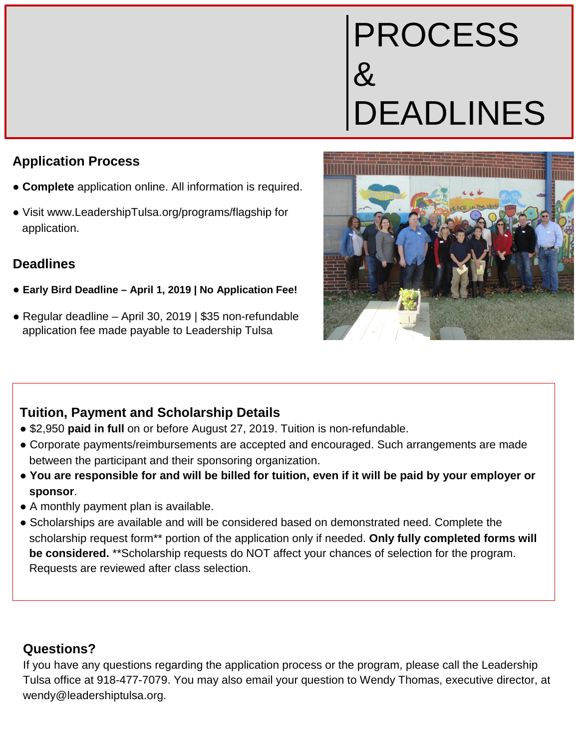# PROCESS & DEADLINES

## Application Process

- **Complete** application online. All information is required.
- Visit www.LeadershipTulsa.org/programs/flagship for application.

## Deadlines

- **Early Bird Deadline – April 1, 2019 | No Application Fee!**
- Regular deadline – April 30, 2019 | $35 non-refundable application fee made payable to Leadership Tulsa

## Tuition, Payment and Scholarship Details

- $2,950 **paid in full** on or before August 27, 2019. Tuition is non-refundable.
- Corporate payments/reimbursements are accepted and encouraged. Such arrangements are made between the participant and their sponsoring organization.
- **You are responsible for and will be billed for tuition, even if it will be paid by your employer or sponsor**.
- A monthly payment plan is available.
- Scholarships are available and will be considered based on demonstrated need. Complete the scholarship request form** portion of the application only if needed. **Only fully completed forms will be considered.** **Scholarship requests do NOT affect your chances of selection for the program. Requests are reviewed after class selection.

## Questions?

If you have any questions regarding the application process or the program, please call the Leadership Tulsa office at 918-477-7079. You may also email your question to Wendy Thomas, executive director, at wendy@leadershiptulsa.org.